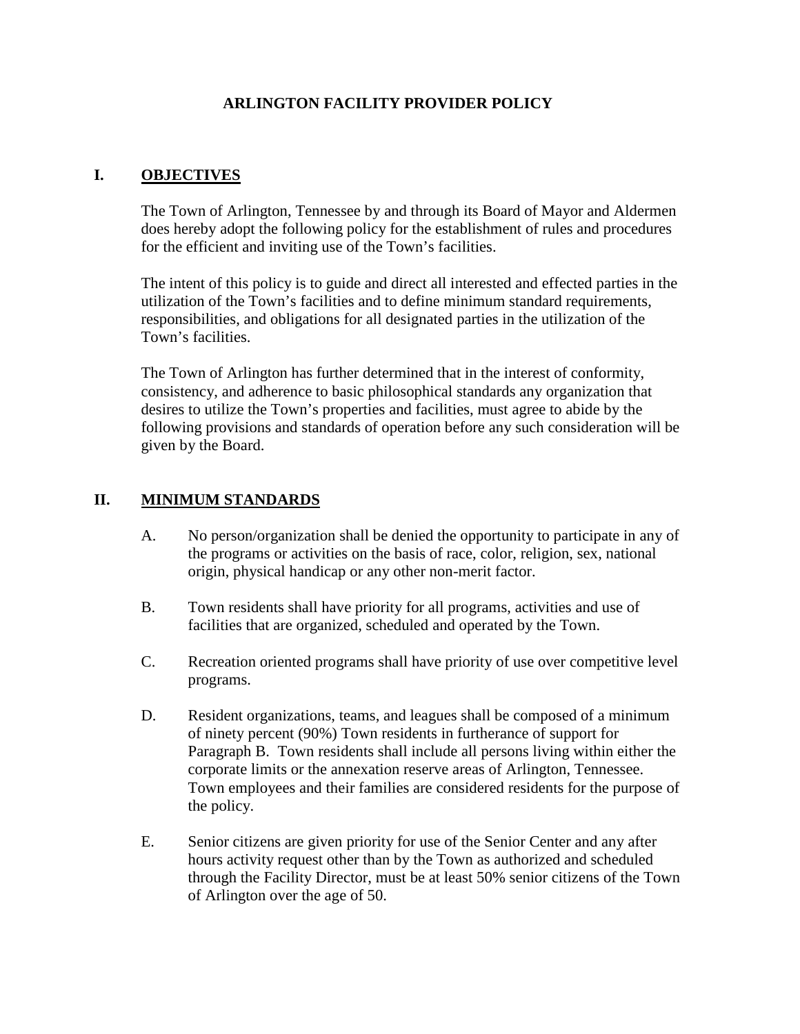# ARLINGTON FACILITY PROVIDER POLICY

## I. OBJECTIVES

The Town of Arlington, Tennessee by and through its Board of Mayor and Aldermen does hereby adopt the following policy for the establishment of rules and procedures for the efficient and inviting use of the Town's facilities.

The intent of this policy is to guide and direct all interested and effected parties in the utilization of the Town's facilities and to define minimum standard requirements, responsibilities, and obligations for all designated parties in the utilization of the Town's facilities.

The Town of Arlington has further determined that in the interest of conformity, consistency, and adherence to basic philosophical standards any organization that desires to utilize the Town's properties and facilities, must agree to abide by the following provisions and standards of operation before any such consideration will be given by the Board.

## II. MINIMUM STANDARDS

A. No person/organization shall be denied the opportunity to participate in any of the programs or activities on the basis of race, color, religion, sex, national origin, physical handicap or any other non-merit factor.

B. Town residents shall have priority for all programs, activities and use of facilities that are organized, scheduled and operated by the Town.

C. Recreation oriented programs shall have priority of use over competitive level programs.

D. Resident organizations, teams, and leagues shall be composed of a minimum of ninety percent (90%) Town residents in furtherance of support for Paragraph B. Town residents shall include all persons living within either the corporate limits or the annexation reserve areas of Arlington, Tennessee. Town employees and their families are considered residents for the purpose of the policy.

E. Senior citizens are given priority for use of the Senior Center and any after hours activity request other than by the Town as authorized and scheduled through the Facility Director, must be at least 50% senior citizens of the Town of Arlington over the age of 50.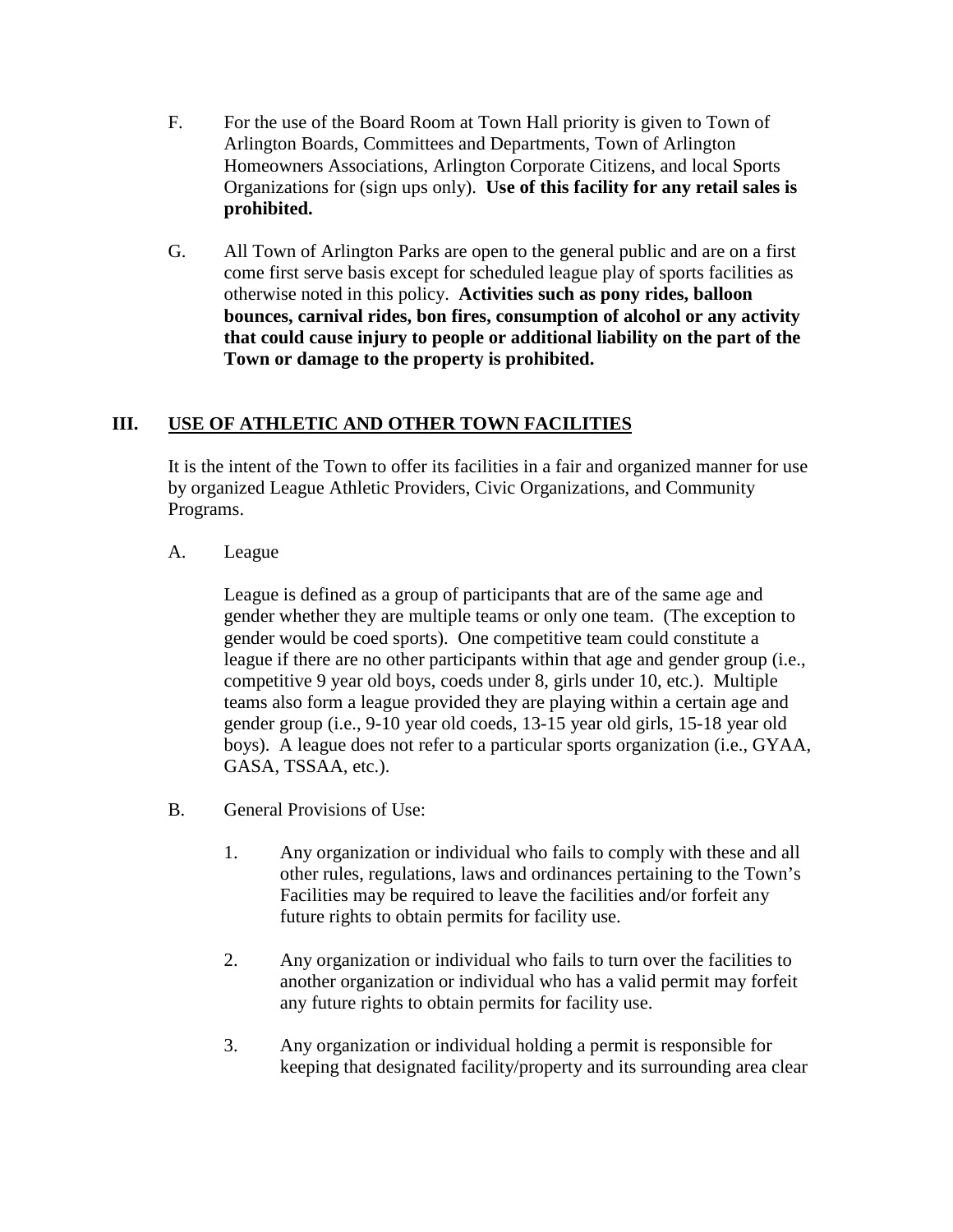F. For the use of the Board Room at Town Hall priority is given to Town of Arlington Boards, Committees and Departments, Town of Arlington Homeowners Associations, Arlington Corporate Citizens, and local Sports Organizations for (sign ups only). **Use of this facility for any retail sales is prohibited.**

G. All Town of Arlington Parks are open to the general public and are on a first come first serve basis except for scheduled league play of sports facilities as otherwise noted in this policy. **Activities such as pony rides, balloon bounces, carnival rides, bon fires, consumption of alcohol or any activity that could cause injury to people or additional liability on the part of the Town or damage to the property is prohibited.**

## III. USE OF ATHLETIC AND OTHER TOWN FACILITIES

It is the intent of the Town to offer its facilities in a fair and organized manner for use by organized League Athletic Providers, Civic Organizations, and Community Programs.

A. League

League is defined as a group of participants that are of the same age and gender whether they are multiple teams or only one team. (The exception to gender would be coed sports). One competitive team could constitute a league if there are no other participants within that age and gender group (i.e., competitive 9 year old boys, coeds under 8, girls under 10, etc.). Multiple teams also form a league provided they are playing within a certain age and gender group (i.e., 9-10 year old coeds, 13-15 year old girls, 15-18 year old boys). A league does not refer to a particular sports organization (i.e., GYAA, GASA, TSSAA, etc.).

B. General Provisions of Use:

1. Any organization or individual who fails to comply with these and all other rules, regulations, laws and ordinances pertaining to the Town's Facilities may be required to leave the facilities and/or forfeit any future rights to obtain permits for facility use.

2. Any organization or individual who fails to turn over the facilities to another organization or individual who has a valid permit may forfeit any future rights to obtain permits for facility use.

3. Any organization or individual holding a permit is responsible for keeping that designated facility/property and its surrounding area clear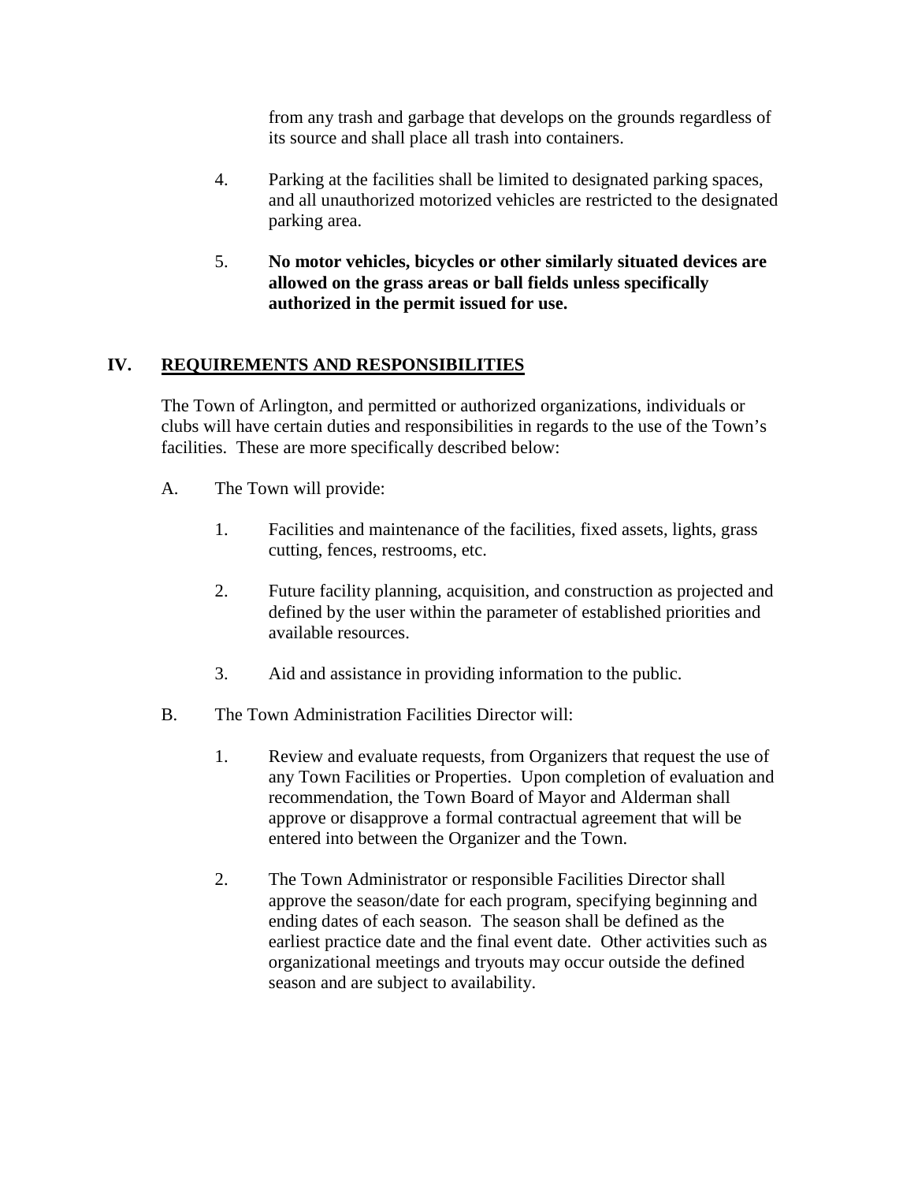from any trash and garbage that develops on the grounds regardless of its source and shall place all trash into containers.

4. Parking at the facilities shall be limited to designated parking spaces, and all unauthorized motorized vehicles are restricted to the designated parking area.

5. **No motor vehicles, bicycles or other similarly situated devices are allowed on the grass areas or ball fields unless specifically authorized in the permit issued for use.**

## IV. REQUIREMENTS AND RESPONSIBILITIES

The Town of Arlington, and permitted or authorized organizations, individuals or clubs will have certain duties and responsibilities in regards to the use of the Town's facilities. These are more specifically described below:

A. The Town will provide:

1. Facilities and maintenance of the facilities, fixed assets, lights, grass cutting, fences, restrooms, etc.

2. Future facility planning, acquisition, and construction as projected and defined by the user within the parameter of established priorities and available resources.

3. Aid and assistance in providing information to the public.

B. The Town Administration Facilities Director will:

1. Review and evaluate requests, from Organizers that request the use of any Town Facilities or Properties. Upon completion of evaluation and recommendation, the Town Board of Mayor and Alderman shall approve or disapprove a formal contractual agreement that will be entered into between the Organizer and the Town.

2. The Town Administrator or responsible Facilities Director shall approve the season/date for each program, specifying beginning and ending dates of each season. The season shall be defined as the earliest practice date and the final event date. Other activities such as organizational meetings and tryouts may occur outside the defined season and are subject to availability.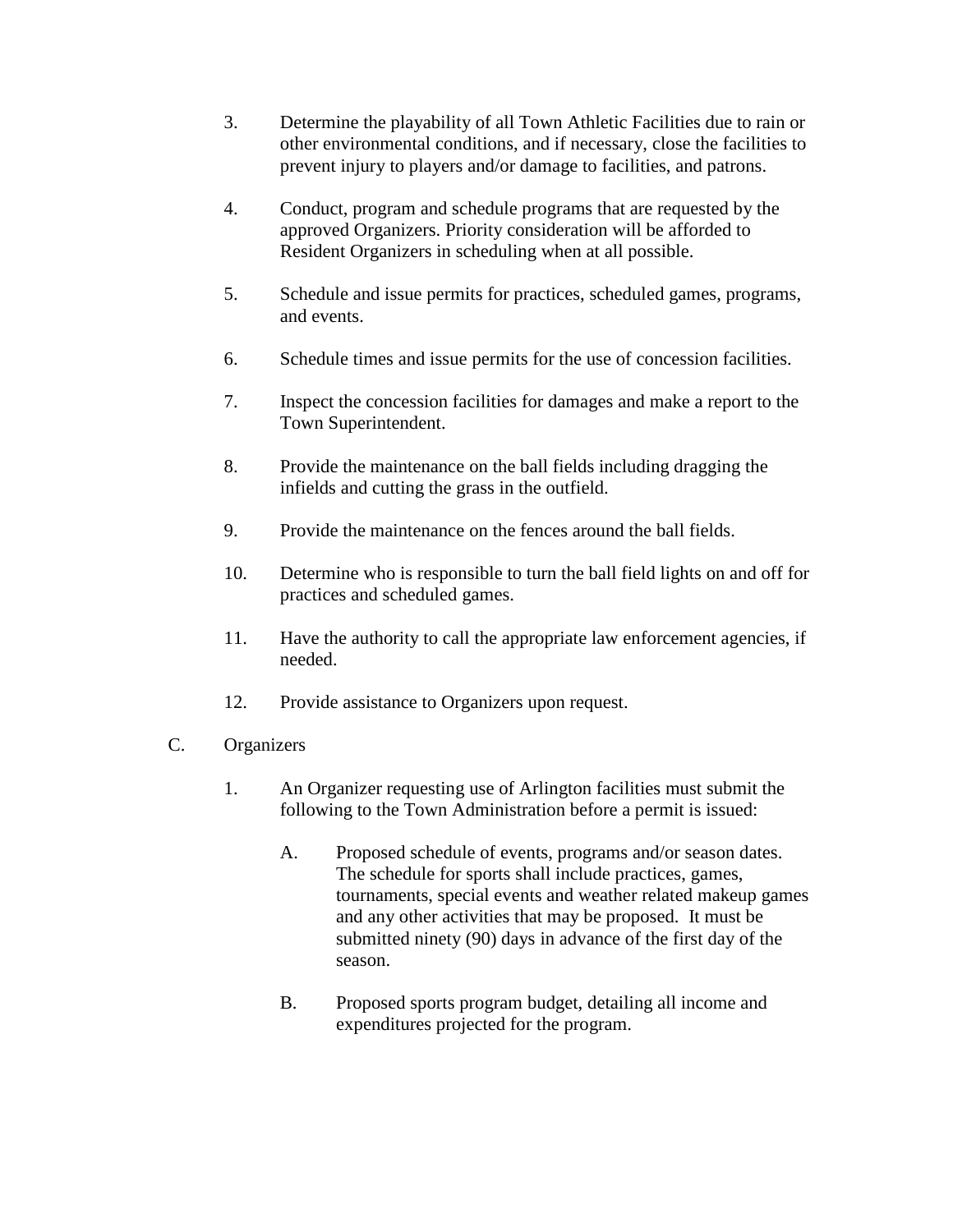3. Determine the playability of all Town Athletic Facilities due to rain or other environmental conditions, and if necessary, close the facilities to prevent injury to players and/or damage to facilities, and patrons.

4. Conduct, program and schedule programs that are requested by the approved Organizers. Priority consideration will be afforded to Resident Organizers in scheduling when at all possible.

5. Schedule and issue permits for practices, scheduled games, programs, and events.

6. Schedule times and issue permits for the use of concession facilities.

7. Inspect the concession facilities for damages and make a report to the Town Superintendent.

8. Provide the maintenance on the ball fields including dragging the infields and cutting the grass in the outfield.

9. Provide the maintenance on the fences around the ball fields.

10. Determine who is responsible to turn the ball field lights on and off for practices and scheduled games.

11. Have the authority to call the appropriate law enforcement agencies, if needed.

12. Provide assistance to Organizers upon request.

C. Organizers

1. An Organizer requesting use of Arlington facilities must submit the following to the Town Administration before a permit is issued:

   A. Proposed schedule of events, programs and/or season dates. The schedule for sports shall include practices, games, tournaments, special events and weather related makeup games and any other activities that may be proposed. It must be submitted ninety (90) days in advance of the first day of the season.

   B. Proposed sports program budget, detailing all income and expenditures projected for the program.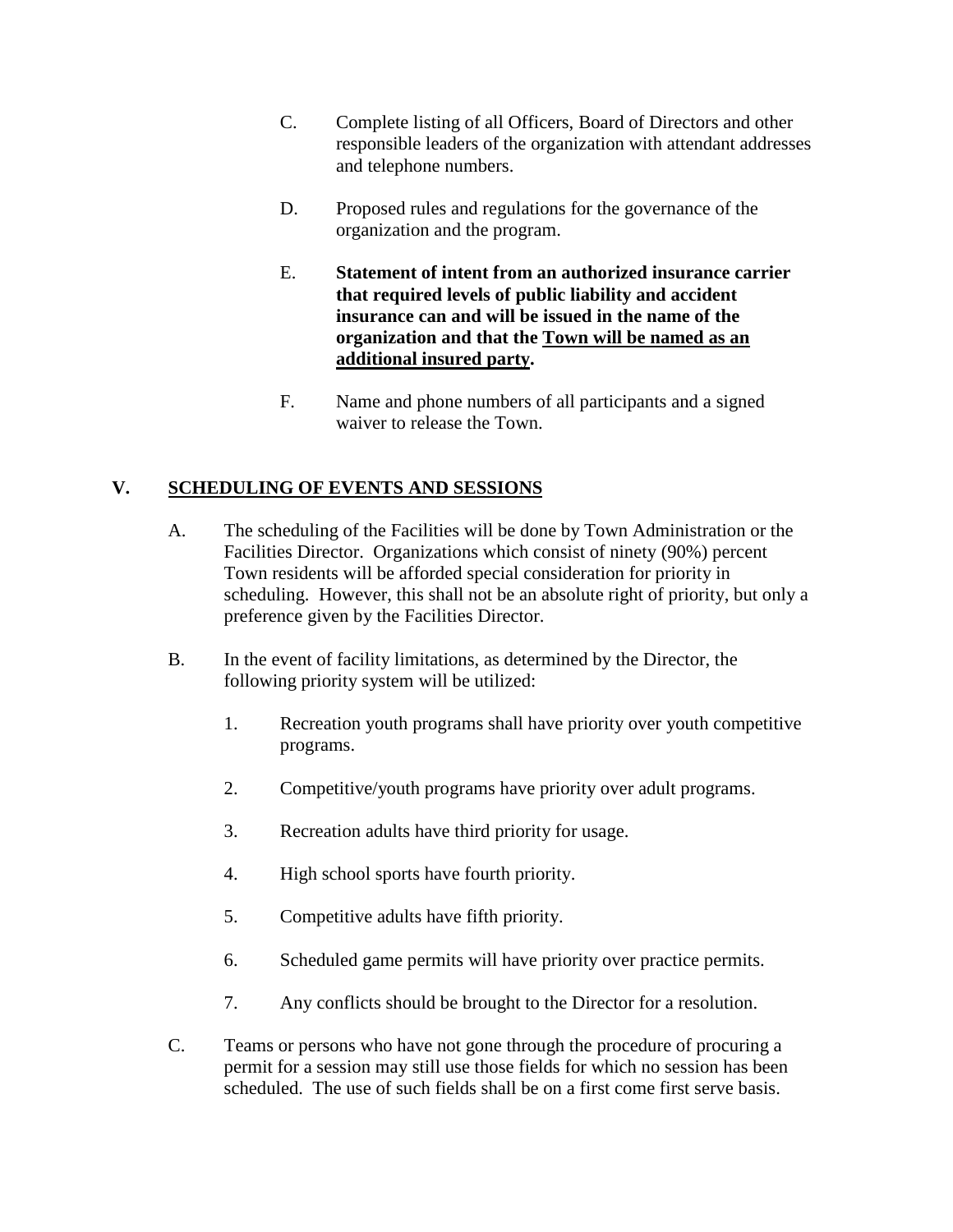C. Complete listing of all Officers, Board of Directors and other responsible leaders of the organization with attendant addresses and telephone numbers.

D. Proposed rules and regulations for the governance of the organization and the program.

E. **Statement of intent from an authorized insurance carrier that required levels of public liability and accident insurance can and will be issued in the name of the organization and that the <u>Town will be named as an additional insured party</u>.**

F. Name and phone numbers of all participants and a signed waiver to release the Town.

## V. <u>SCHEDULING OF EVENTS AND SESSIONS</u>

A. The scheduling of the Facilities will be done by Town Administration or the Facilities Director. Organizations which consist of ninety (90%) percent Town residents will be afforded special consideration for priority in scheduling. However, this shall not be an absolute right of priority, but only a preference given by the Facilities Director.

B. In the event of facility limitations, as determined by the Director, the following priority system will be utilized:

1. Recreation youth programs shall have priority over youth competitive programs.

2. Competitive/youth programs have priority over adult programs.

3. Recreation adults have third priority for usage.

4. High school sports have fourth priority.

5. Competitive adults have fifth priority.

6. Scheduled game permits will have priority over practice permits.

7. Any conflicts should be brought to the Director for a resolution.

C. Teams or persons who have not gone through the procedure of procuring a permit for a session may still use those fields for which no session has been scheduled. The use of such fields shall be on a first come first serve basis.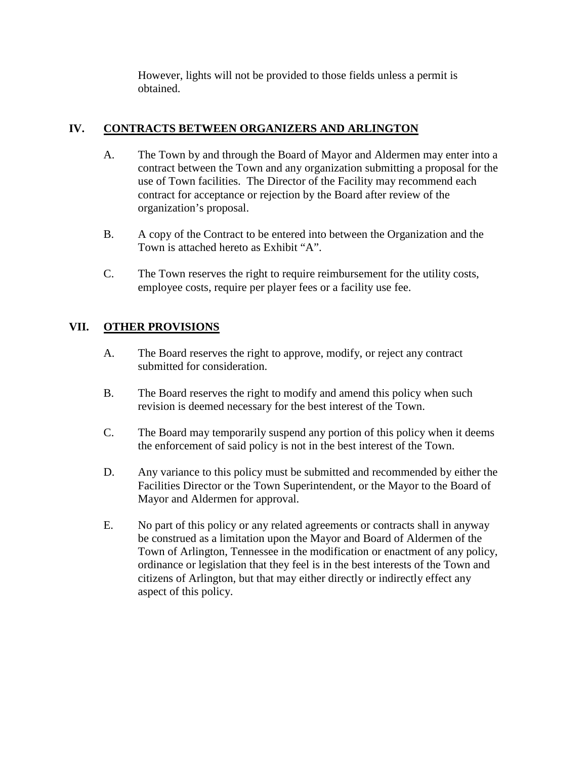However, lights will not be provided to those fields unless a permit is obtained.

## IV. <u>CONTRACTS BETWEEN ORGANIZERS AND ARLINGTON</u>

A. The Town by and through the Board of Mayor and Aldermen may enter into a contract between the Town and any organization submitting a proposal for the use of Town facilities. The Director of the Facility may recommend each contract for acceptance or rejection by the Board after review of the organization's proposal.

B. A copy of the Contract to be entered into between the Organization and the Town is attached hereto as Exhibit "A".

C. The Town reserves the right to require reimbursement for the utility costs, employee costs, require per player fees or a facility use fee.

## VII. <u>OTHER PROVISIONS</u>

A. The Board reserves the right to approve, modify, or reject any contract submitted for consideration.

B. The Board reserves the right to modify and amend this policy when such revision is deemed necessary for the best interest of the Town.

C. The Board may temporarily suspend any portion of this policy when it deems the enforcement of said policy is not in the best interest of the Town.

D. Any variance to this policy must be submitted and recommended by either the Facilities Director or the Town Superintendent, or the Mayor to the Board of Mayor and Aldermen for approval.

E. No part of this policy or any related agreements or contracts shall in anyway be construed as a limitation upon the Mayor and Board of Aldermen of the Town of Arlington, Tennessee in the modification or enactment of any policy, ordinance or legislation that they feel is in the best interests of the Town and citizens of Arlington, but that may either directly or indirectly effect any aspect of this policy.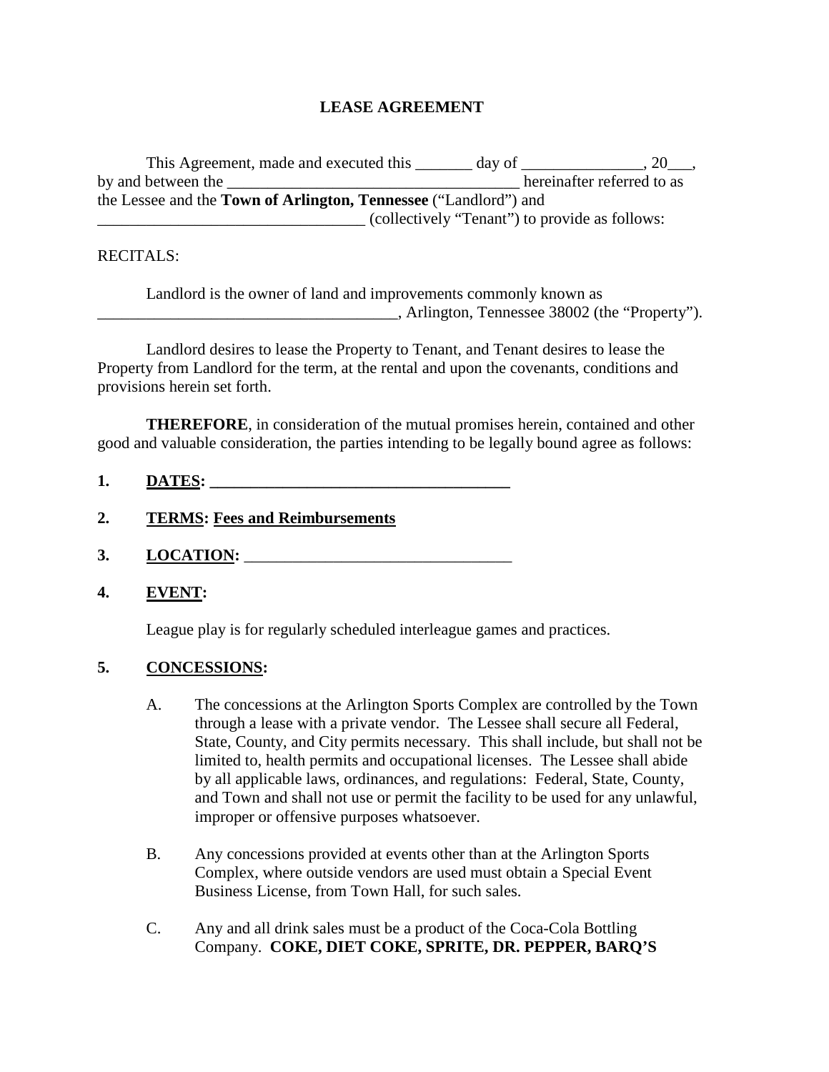# LEASE AGREEMENT

This Agreement, made and executed this _______ day of _______________, 20___, by and between the _____________________________________ hereinafter referred to as the Lessee and the **Town of Arlington, Tennessee** ("Landlord") and _________________________________ (collectively "Tenant") to provide as follows:

RECITALS:

Landlord is the owner of land and improvements commonly known as _____________________________________, Arlington, Tennessee 38002 (the "Property").

Landlord desires to lease the Property to Tenant, and Tenant desires to lease the Property from Landlord for the term, at the rental and upon the covenants, conditions and provisions herein set forth.

**THEREFORE**, in consideration of the mutual promises herein, contained and other good and valuable consideration, the parties intending to be legally bound agree as follows:

**1. DATES: _____________________________________**

**2. TERMS: Fees and Reimbursements**

**3. LOCATION:** _________________________________

**4. EVENT:**

League play is for regularly scheduled interleague games and practices.

**5. CONCESSIONS:**

A. The concessions at the Arlington Sports Complex are controlled by the Town through a lease with a private vendor. The Lessee shall secure all Federal, State, County, and City permits necessary. This shall include, but shall not be limited to, health permits and occupational licenses. The Lessee shall abide by all applicable laws, ordinances, and regulations: Federal, State, County, and Town and shall not use or permit the facility to be used for any unlawful, improper or offensive purposes whatsoever.

B. Any concessions provided at events other than at the Arlington Sports Complex, where outside vendors are used must obtain a Special Event Business License, from Town Hall, for such sales.

C. Any and all drink sales must be a product of the Coca-Cola Bottling Company. **COKE, DIET COKE, SPRITE, DR. PEPPER, BARQ'S**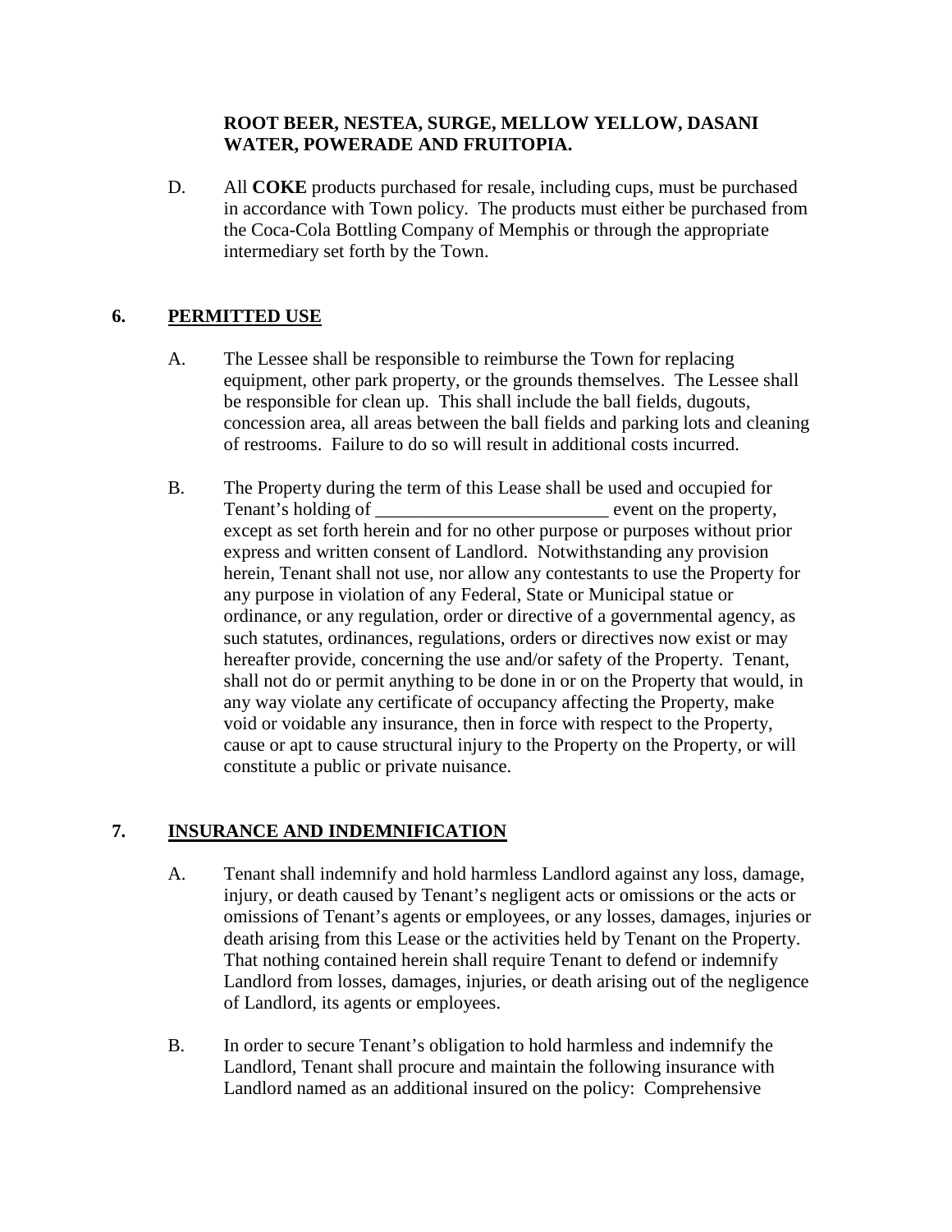**ROOT BEER, NESTEA, SURGE, MELLOW YELLOW, DASANI WATER, POWERADE AND FRUITOPIA.**

D. All **COKE** products purchased for resale, including cups, must be purchased in accordance with Town policy. The products must either be purchased from the Coca-Cola Bottling Company of Memphis or through the appropriate intermediary set forth by the Town.

## 6. PERMITTED USE

A. The Lessee shall be responsible to reimburse the Town for replacing equipment, other park property, or the grounds themselves. The Lessee shall be responsible for clean up. This shall include the ball fields, dugouts, concession area, all areas between the ball fields and parking lots and cleaning of restrooms. Failure to do so will result in additional costs incurred.

B. The Property during the term of this Lease shall be used and occupied for Tenant's holding of _________________________ event on the property, except as set forth herein and for no other purpose or purposes without prior express and written consent of Landlord. Notwithstanding any provision herein, Tenant shall not use, nor allow any contestants to use the Property for any purpose in violation of any Federal, State or Municipal statue or ordinance, or any regulation, order or directive of a governmental agency, as such statutes, ordinances, regulations, orders or directives now exist or may hereafter provide, concerning the use and/or safety of the Property. Tenant, shall not do or permit anything to be done in or on the Property that would, in any way violate any certificate of occupancy affecting the Property, make void or voidable any insurance, then in force with respect to the Property, cause or apt to cause structural injury to the Property on the Property, or will constitute a public or private nuisance.

## 7. INSURANCE AND INDEMNIFICATION

A. Tenant shall indemnify and hold harmless Landlord against any loss, damage, injury, or death caused by Tenant's negligent acts or omissions or the acts or omissions of Tenant's agents or employees, or any losses, damages, injuries or death arising from this Lease or the activities held by Tenant on the Property. That nothing contained herein shall require Tenant to defend or indemnify Landlord from losses, damages, injuries, or death arising out of the negligence of Landlord, its agents or employees.

B. In order to secure Tenant's obligation to hold harmless and indemnify the Landlord, Tenant shall procure and maintain the following insurance with Landlord named as an additional insured on the policy: Comprehensive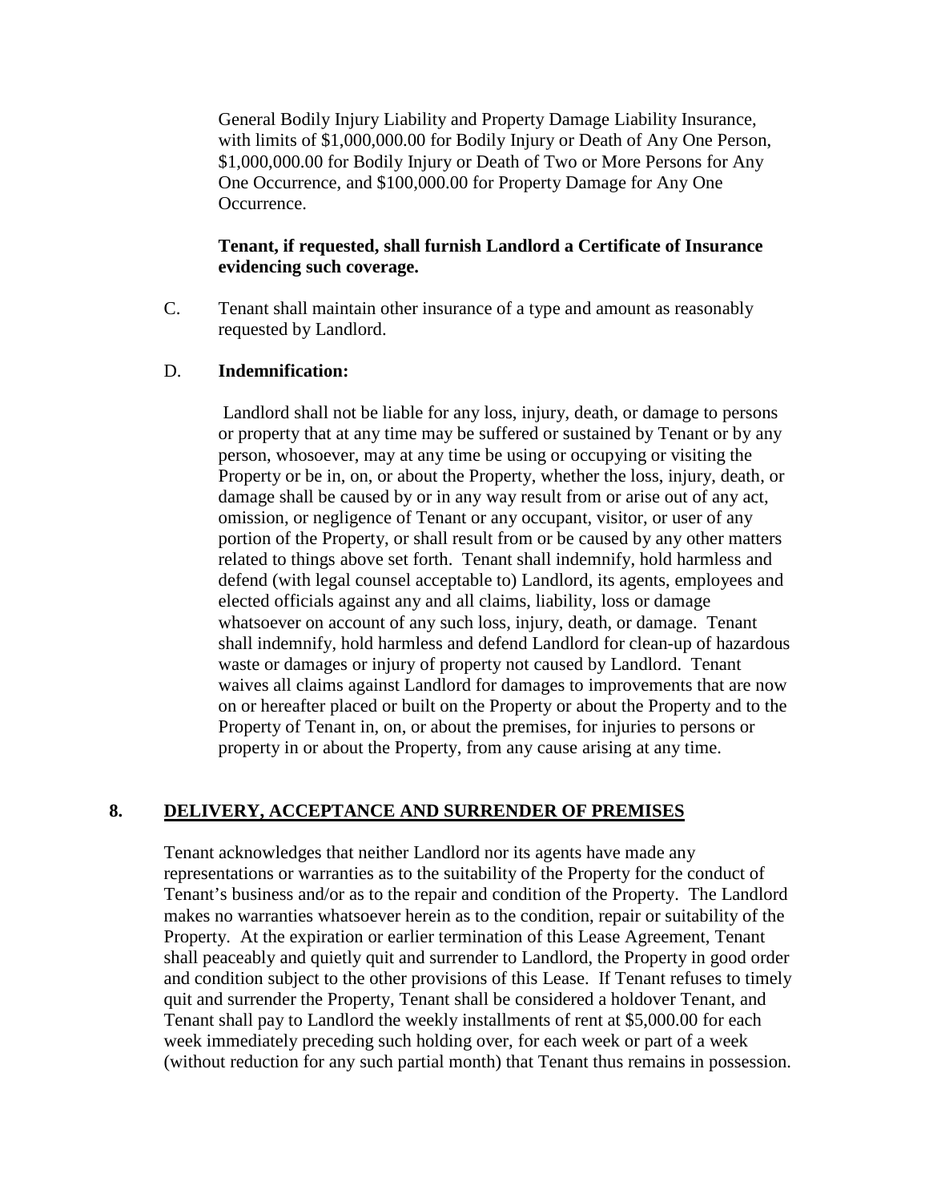General Bodily Injury Liability and Property Damage Liability Insurance, with limits of $1,000,000.00 for Bodily Injury or Death of Any One Person, $1,000,000.00 for Bodily Injury or Death of Two or More Persons for Any One Occurrence, and $100,000.00 for Property Damage for Any One Occurrence.

**Tenant, if requested, shall furnish Landlord a Certificate of Insurance evidencing such coverage.**

C. Tenant shall maintain other insurance of a type and amount as reasonably requested by Landlord.

D. **Indemnification:**

Landlord shall not be liable for any loss, injury, death, or damage to persons or property that at any time may be suffered or sustained by Tenant or by any person, whosoever, may at any time be using or occupying or visiting the Property or be in, on, or about the Property, whether the loss, injury, death, or damage shall be caused by or in any way result from or arise out of any act, omission, or negligence of Tenant or any occupant, visitor, or user of any portion of the Property, or shall result from or be caused by any other matters related to things above set forth. Tenant shall indemnify, hold harmless and defend (with legal counsel acceptable to) Landlord, its agents, employees and elected officials against any and all claims, liability, loss or damage whatsoever on account of any such loss, injury, death, or damage. Tenant shall indemnify, hold harmless and defend Landlord for clean-up of hazardous waste or damages or injury of property not caused by Landlord. Tenant waives all claims against Landlord for damages to improvements that are now on or hereafter placed or built on the Property or about the Property and to the Property of Tenant in, on, or about the premises, for injuries to persons or property in or about the Property, from any cause arising at any time.

## 8. DELIVERY, ACCEPTANCE AND SURRENDER OF PREMISES

Tenant acknowledges that neither Landlord nor its agents have made any representations or warranties as to the suitability of the Property for the conduct of Tenant's business and/or as to the repair and condition of the Property. The Landlord makes no warranties whatsoever herein as to the condition, repair or suitability of the Property. At the expiration or earlier termination of this Lease Agreement, Tenant shall peaceably and quietly quit and surrender to Landlord, the Property in good order and condition subject to the other provisions of this Lease. If Tenant refuses to timely quit and surrender the Property, Tenant shall be considered a holdover Tenant, and Tenant shall pay to Landlord the weekly installments of rent at $5,000.00 for each week immediately preceding such holding over, for each week or part of a week (without reduction for any such partial month) that Tenant thus remains in possession.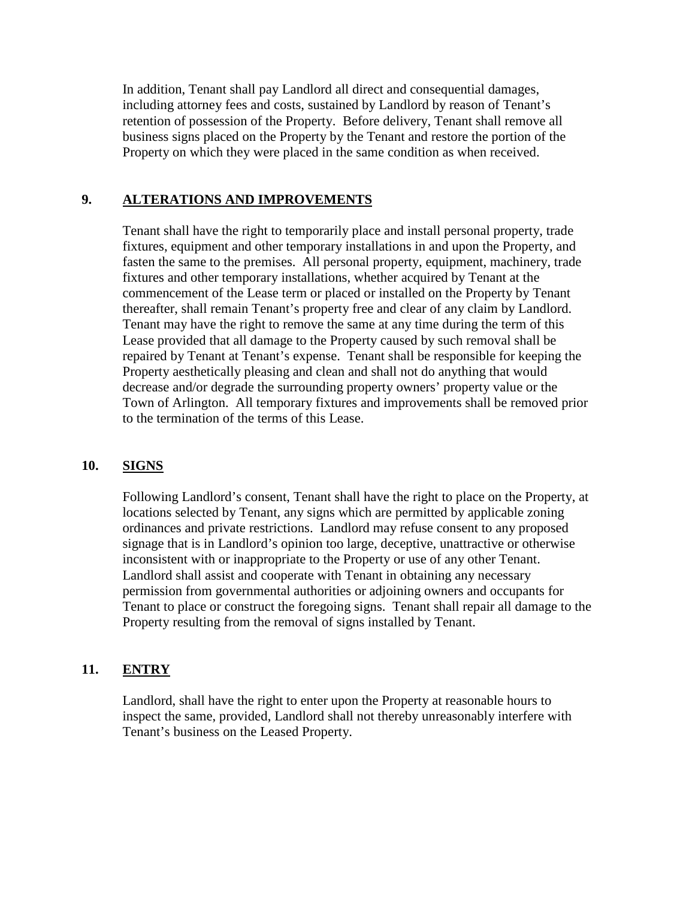In addition, Tenant shall pay Landlord all direct and consequential damages, including attorney fees and costs, sustained by Landlord by reason of Tenant's retention of possession of the Property. Before delivery, Tenant shall remove all business signs placed on the Property by the Tenant and restore the portion of the Property on which they were placed in the same condition as when received.

## 9. <u>ALTERATIONS AND IMPROVEMENTS</u>

Tenant shall have the right to temporarily place and install personal property, trade fixtures, equipment and other temporary installations in and upon the Property, and fasten the same to the premises. All personal property, equipment, machinery, trade fixtures and other temporary installations, whether acquired by Tenant at the commencement of the Lease term or placed or installed on the Property by Tenant thereafter, shall remain Tenant's property free and clear of any claim by Landlord. Tenant may have the right to remove the same at any time during the term of this Lease provided that all damage to the Property caused by such removal shall be repaired by Tenant at Tenant's expense. Tenant shall be responsible for keeping the Property aesthetically pleasing and clean and shall not do anything that would decrease and/or degrade the surrounding property owners' property value or the Town of Arlington. All temporary fixtures and improvements shall be removed prior to the termination of the terms of this Lease.

## 10. <u>SIGNS</u>

Following Landlord's consent, Tenant shall have the right to place on the Property, at locations selected by Tenant, any signs which are permitted by applicable zoning ordinances and private restrictions. Landlord may refuse consent to any proposed signage that is in Landlord's opinion too large, deceptive, unattractive or otherwise inconsistent with or inappropriate to the Property or use of any other Tenant. Landlord shall assist and cooperate with Tenant in obtaining any necessary permission from governmental authorities or adjoining owners and occupants for Tenant to place or construct the foregoing signs. Tenant shall repair all damage to the Property resulting from the removal of signs installed by Tenant.

## 11. <u>ENTRY</u>

Landlord, shall have the right to enter upon the Property at reasonable hours to inspect the same, provided, Landlord shall not thereby unreasonably interfere with Tenant's business on the Leased Property.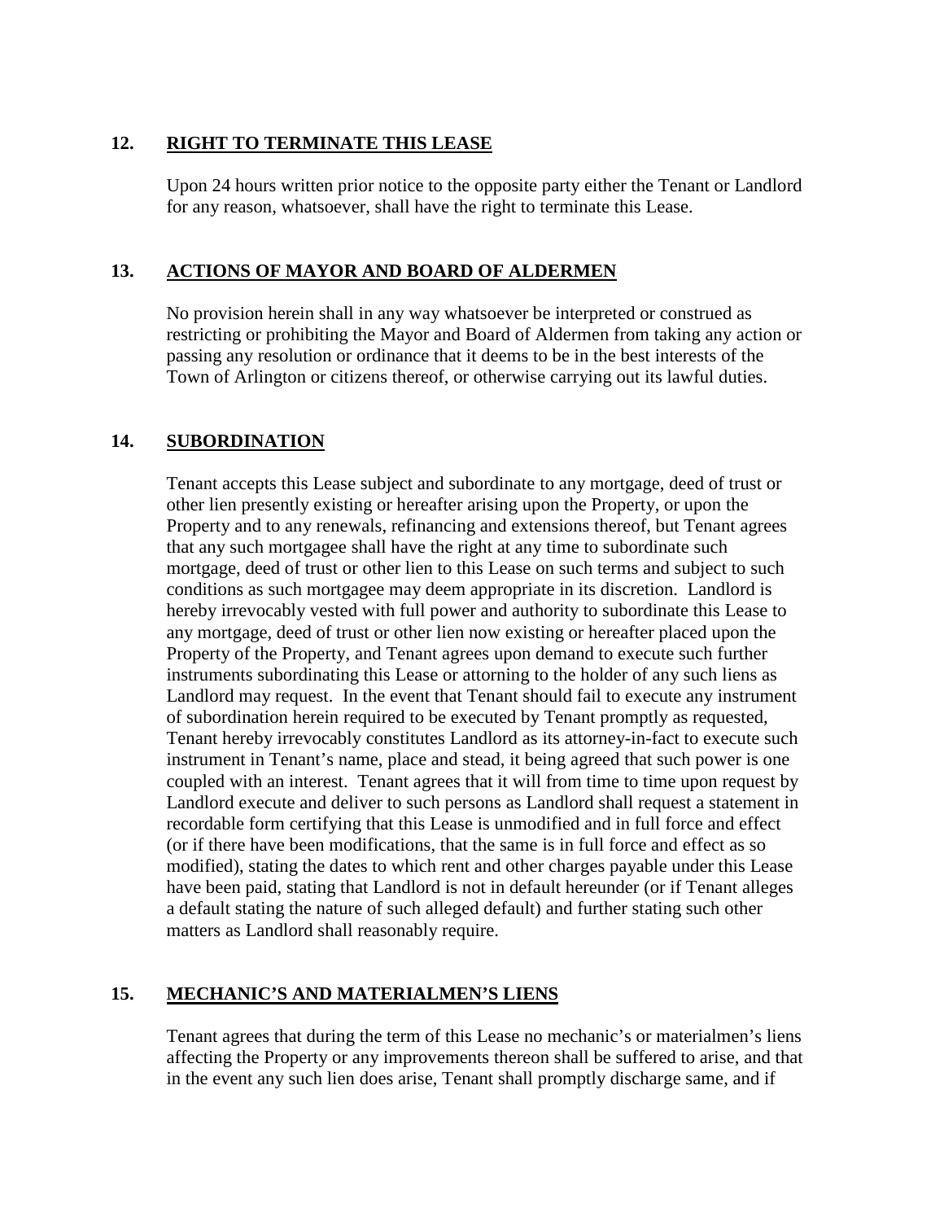## 12. **RIGHT TO TERMINATE THIS LEASE**

Upon 24 hours written prior notice to the opposite party either the Tenant or Landlord for any reason, whatsoever, shall have the right to terminate this Lease.

## 13. **ACTIONS OF MAYOR AND BOARD OF ALDERMEN**

No provision herein shall in any way whatsoever be interpreted or construed as restricting or prohibiting the Mayor and Board of Aldermen from taking any action or passing any resolution or ordinance that it deems to be in the best interests of the Town of Arlington or citizens thereof, or otherwise carrying out its lawful duties.

## 14. **SUBORDINATION**

Tenant accepts this Lease subject and subordinate to any mortgage, deed of trust or other lien presently existing or hereafter arising upon the Property, or upon the Property and to any renewals, refinancing and extensions thereof, but Tenant agrees that any such mortgagee shall have the right at any time to subordinate such mortgage, deed of trust or other lien to this Lease on such terms and subject to such conditions as such mortgagee may deem appropriate in its discretion. Landlord is hereby irrevocably vested with full power and authority to subordinate this Lease to any mortgage, deed of trust or other lien now existing or hereafter placed upon the Property of the Property, and Tenant agrees upon demand to execute such further instruments subordinating this Lease or attorning to the holder of any such liens as Landlord may request. In the event that Tenant should fail to execute any instrument of subordination herein required to be executed by Tenant promptly as requested, Tenant hereby irrevocably constitutes Landlord as its attorney-in-fact to execute such instrument in Tenant's name, place and stead, it being agreed that such power is one coupled with an interest. Tenant agrees that it will from time to time upon request by Landlord execute and deliver to such persons as Landlord shall request a statement in recordable form certifying that this Lease is unmodified and in full force and effect (or if there have been modifications, that the same is in full force and effect as so modified), stating the dates to which rent and other charges payable under this Lease have been paid, stating that Landlord is not in default hereunder (or if Tenant alleges a default stating the nature of such alleged default) and further stating such other matters as Landlord shall reasonably require.

## 15. **MECHANIC'S AND MATERIALMEN'S LIENS**

Tenant agrees that during the term of this Lease no mechanic's or materialmen's liens affecting the Property or any improvements thereon shall be suffered to arise, and that in the event any such lien does arise, Tenant shall promptly discharge same, and if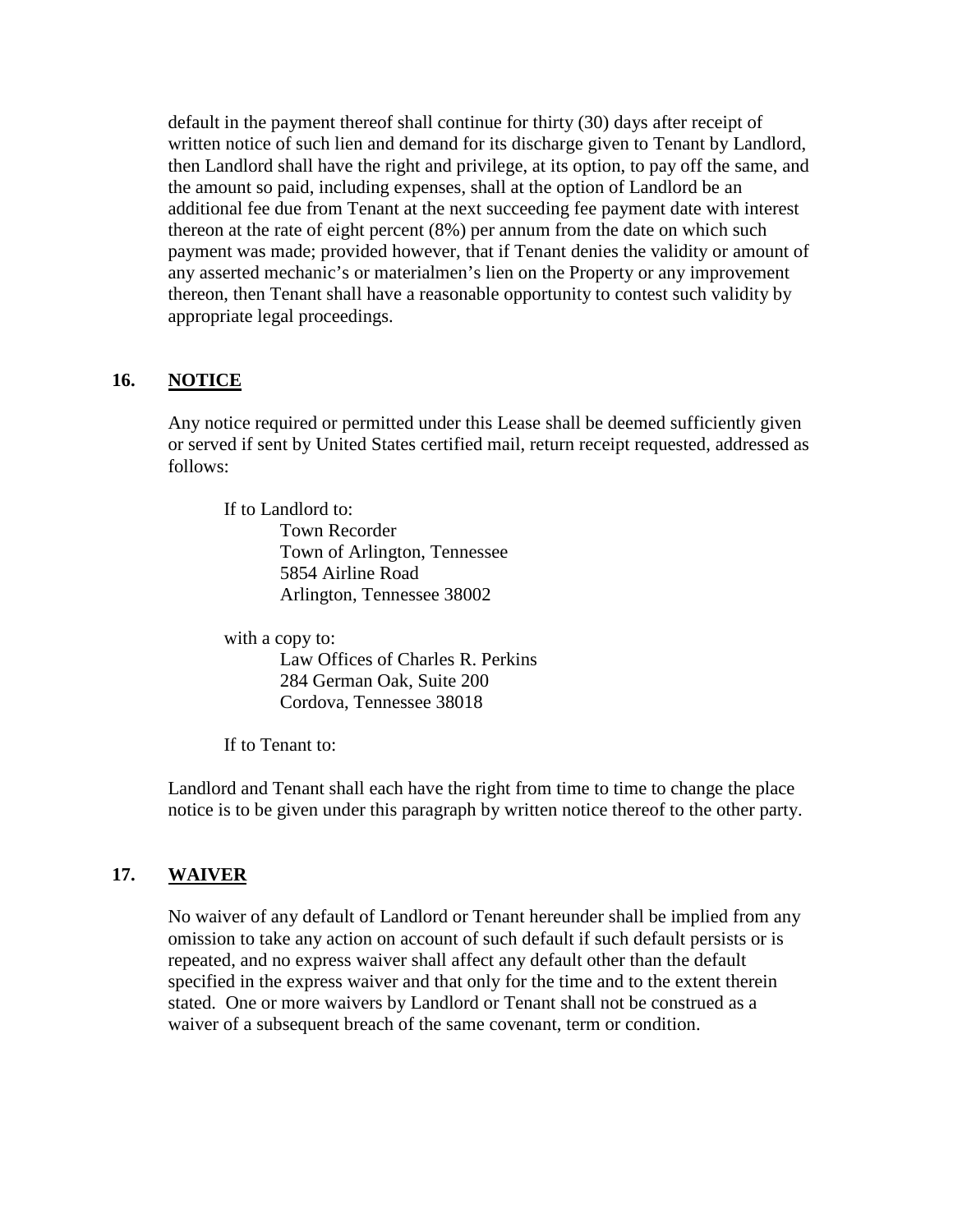default in the payment thereof shall continue for thirty (30) days after receipt of written notice of such lien and demand for its discharge given to Tenant by Landlord, then Landlord shall have the right and privilege, at its option, to pay off the same, and the amount so paid, including expenses, shall at the option of Landlord be an additional fee due from Tenant at the next succeeding fee payment date with interest thereon at the rate of eight percent (8%) per annum from the date on which such payment was made; provided however, that if Tenant denies the validity or amount of any asserted mechanic's or materialmen's lien on the Property or any improvement thereon, then Tenant shall have a reasonable opportunity to contest such validity by appropriate legal proceedings.

## 16. NOTICE

Any notice required or permitted under this Lease shall be deemed sufficiently given or served if sent by United States certified mail, return receipt requested, addressed as follows:

If to Landlord to:
Town Recorder
Town of Arlington, Tennessee
5854 Airline Road
Arlington, Tennessee 38002

with a copy to:
Law Offices of Charles R. Perkins
284 German Oak, Suite 200
Cordova, Tennessee 38018

If to Tenant to:

Landlord and Tenant shall each have the right from time to time to change the place notice is to be given under this paragraph by written notice thereof to the other party.

## 17. WAIVER

No waiver of any default of Landlord or Tenant hereunder shall be implied from any omission to take any action on account of such default if such default persists or is repeated, and no express waiver shall affect any default other than the default specified in the express waiver and that only for the time and to the extent therein stated. One or more waivers by Landlord or Tenant shall not be construed as a waiver of a subsequent breach of the same covenant, term or condition.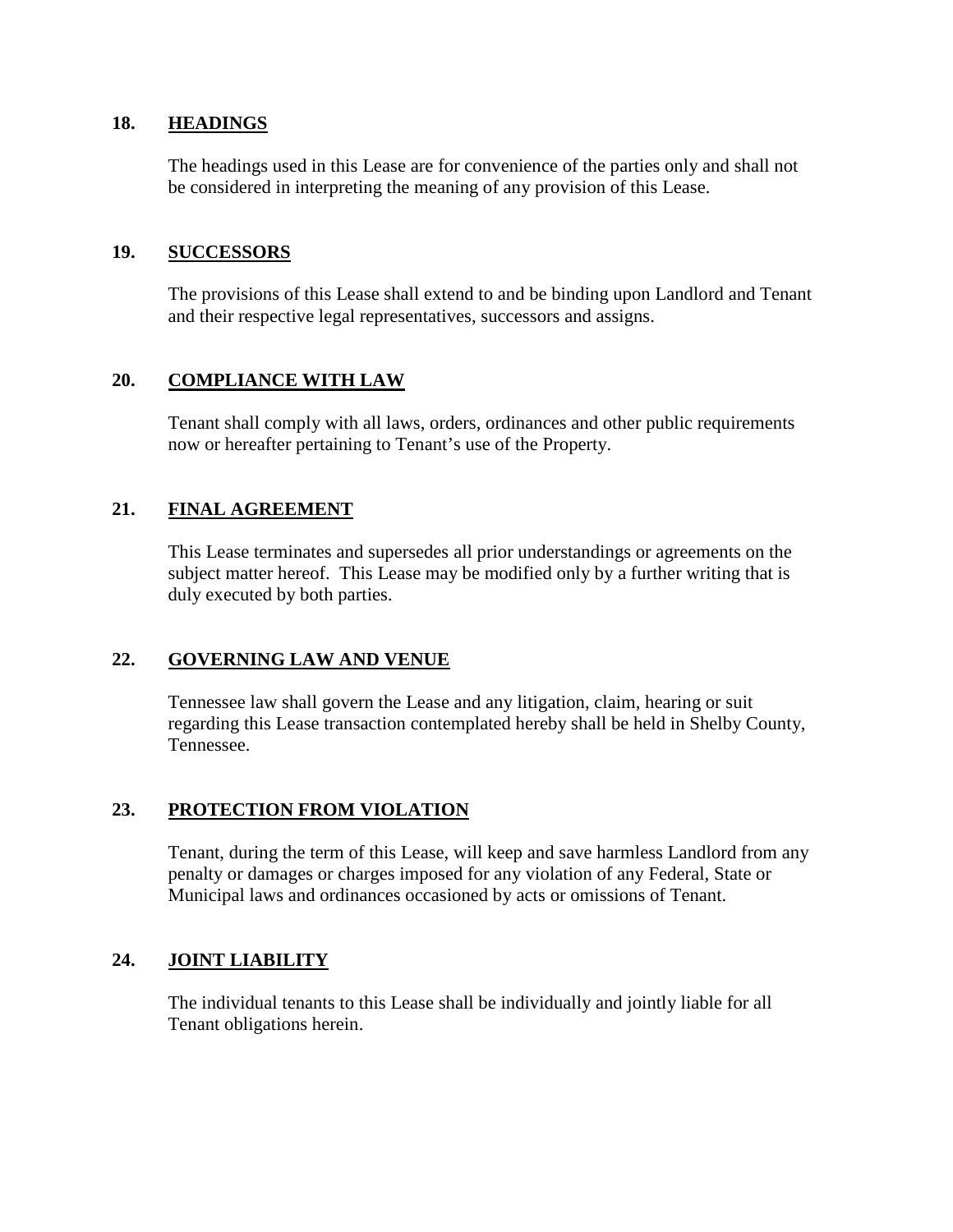**18. HEADINGS**

The headings used in this Lease are for convenience of the parties only and shall not be considered in interpreting the meaning of any provision of this Lease.

**19. SUCCESSORS**

The provisions of this Lease shall extend to and be binding upon Landlord and Tenant and their respective legal representatives, successors and assigns.

**20. COMPLIANCE WITH LAW**

Tenant shall comply with all laws, orders, ordinances and other public requirements now or hereafter pertaining to Tenant's use of the Property.

**21. FINAL AGREEMENT**

This Lease terminates and supersedes all prior understandings or agreements on the subject matter hereof. This Lease may be modified only by a further writing that is duly executed by both parties.

**22. GOVERNING LAW AND VENUE**

Tennessee law shall govern the Lease and any litigation, claim, hearing or suit regarding this Lease transaction contemplated hereby shall be held in Shelby County, Tennessee.

**23. PROTECTION FROM VIOLATION**

Tenant, during the term of this Lease, will keep and save harmless Landlord from any penalty or damages or charges imposed for any violation of any Federal, State or Municipal laws and ordinances occasioned by acts or omissions of Tenant.

**24. JOINT LIABILITY**

The individual tenants to this Lease shall be individually and jointly liable for all Tenant obligations herein.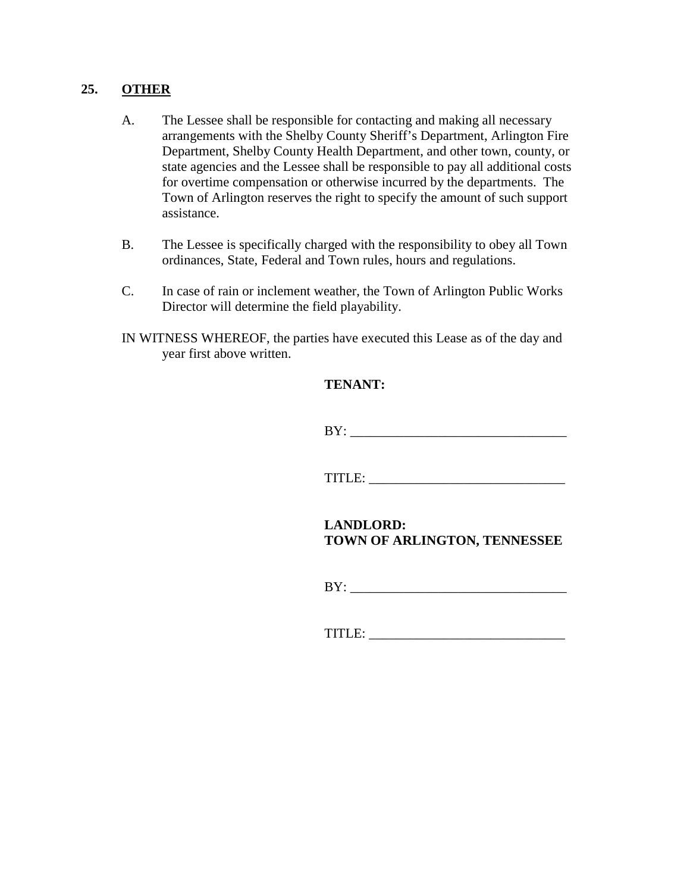## 25. **OTHER**

A. The Lessee shall be responsible for contacting and making all necessary arrangements with the Shelby County Sheriff's Department, Arlington Fire Department, Shelby County Health Department, and other town, county, or state agencies and the Lessee shall be responsible to pay all additional costs for overtime compensation or otherwise incurred by the departments. The Town of Arlington reserves the right to specify the amount of such support assistance.

B. The Lessee is specifically charged with the responsibility to obey all Town ordinances, State, Federal and Town rules, hours and regulations.

C. In case of rain or inclement weather, the Town of Arlington Public Works Director will determine the field playability.

IN WITNESS WHEREOF, the parties have executed this Lease as of the day and year first above written.

**TENANT:**

BY: ________________________________

TITLE: _____________________________

**LANDLORD:**
**TOWN OF ARLINGTON, TENNESSEE**

BY: ________________________________

TITLE: _____________________________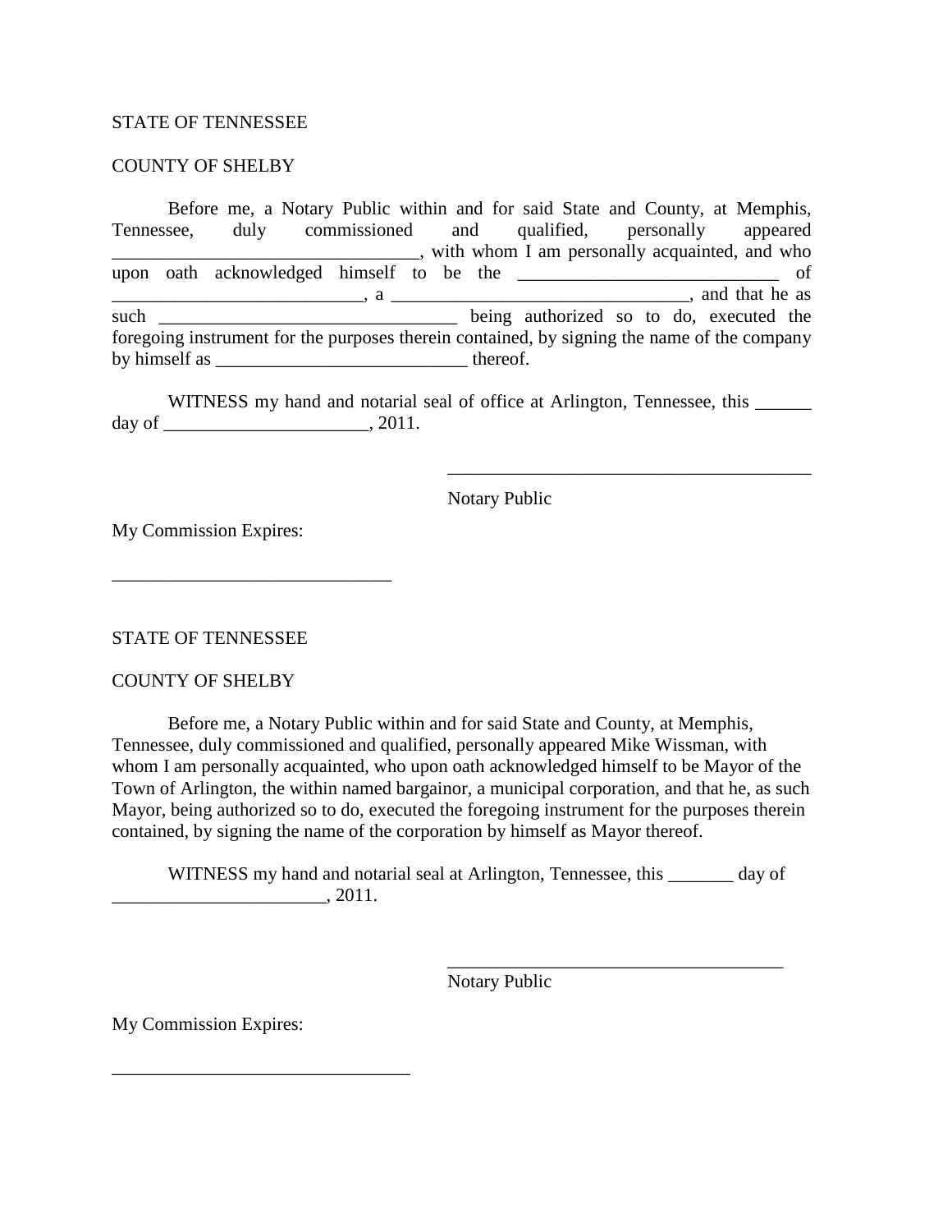STATE OF TENNESSEE

COUNTY OF SHELBY

Before me, a Notary Public within and for said State and County, at Memphis, Tennessee, duly commissioned and qualified, personally appeared _________________________________, with whom I am personally acquainted, and who upon oath acknowledged himself to be the _____________________________ of ___________________________, a _________________________________, and that he as such _________________________________ being authorized so to do, executed the foregoing instrument for the purposes therein contained, by signing the name of the company by himself as ___________________________ thereof.

WITNESS my hand and notarial seal of office at Arlington, Tennessee, this ______ day of ______________________, 2011.

_________________________________________

Notary Public

My Commission Expires:

______________________________

STATE OF TENNESSEE

COUNTY OF SHELBY

Before me, a Notary Public within and for said State and County, at Memphis, Tennessee, duly commissioned and qualified, personally appeared Mike Wissman, with whom I am personally acquainted, who upon oath acknowledged himself to be Mayor of the Town of Arlington, the within named bargainor, a municipal corporation, and that he, as such Mayor, being authorized so to do, executed the foregoing instrument for the purposes therein contained, by signing the name of the corporation by himself as Mayor thereof.

WITNESS my hand and notarial seal at Arlington, Tennessee, this _______ day of _______________________, 2011.

_____________________________________

Notary Public

My Commission Expires:

________________________________